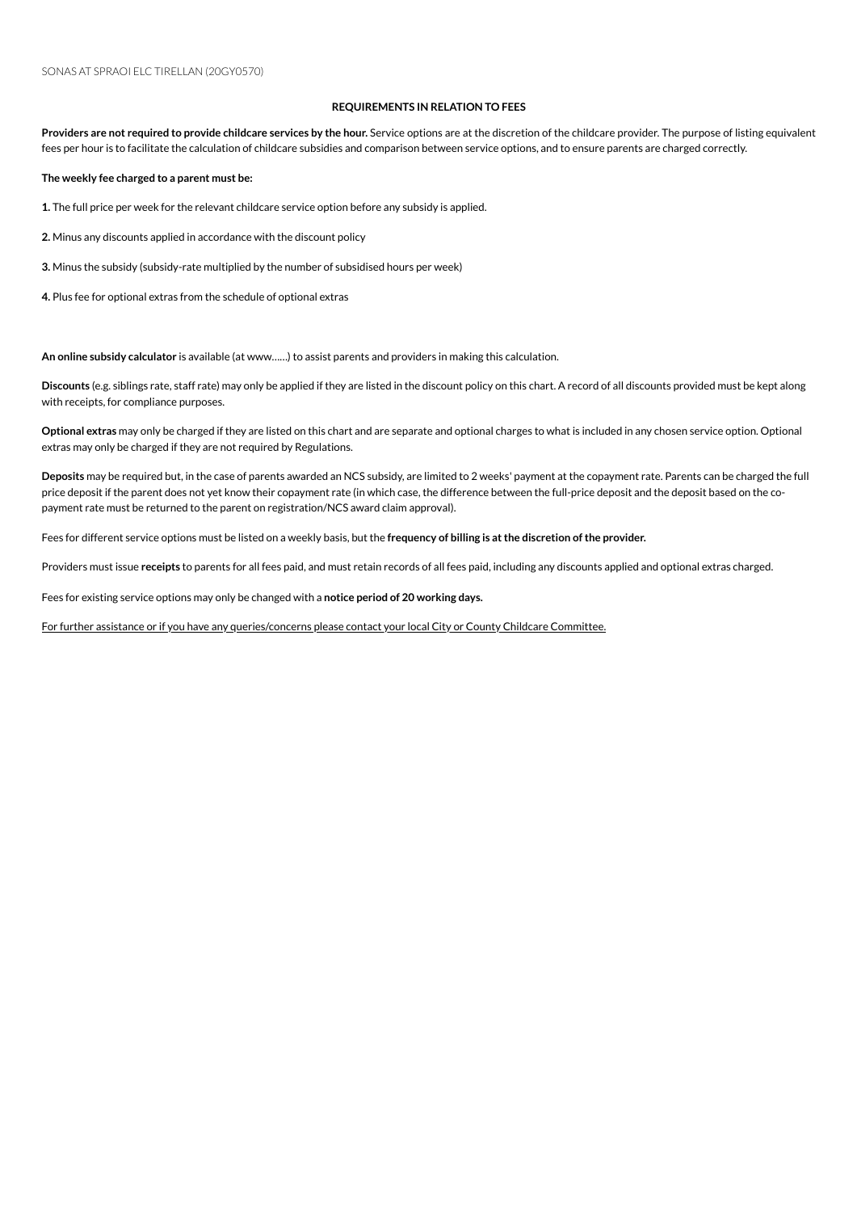SONAS AT SPRAOI ELC TIRELLAN (20GY0570)

## REQUIREMENTS IN RELATION TO FEES

**Providers are not required to provide childcare services by the hour.** Service options are at the discretion of the childcare provider. The purpose of listing equivalent fees per hour is to facilitate the calculation of childcare subsidies and comparison between service options, and to ensure parents are charged correctly.

**The weekly fee charged to a parent must be:**

**1.** The full price per week for the relevant childcare service option before any subsidy is applied.

**2.** Minus any discounts applied in accordance with the discount policy

**3.** Minus the subsidy (subsidy-rate multiplied by the number of subsidised hours per week)

**4.** Plus fee for optional extras from the schedule of optional extras

**An online subsidy calculator** is available (at www......) to assist parents and providers in making this calculation.

**Discounts** (e.g. siblings rate, staff rate) may only be applied if they are listed in the discount policy on this chart. A record of all discounts provided must be kept along with receipts, for compliance purposes.

**Optional extras** may only be charged if they are listed on this chart and are separate and optional charges to what is included in any chosen service option. Optional extras may only be charged if they are not required by Regulations.

**Deposits** may be required but, in the case of parents awarded an NCS subsidy, are limited to 2 weeks' payment at the copayment rate. Parents can be charged the full price deposit if the parent does not yet know their copayment rate (in which case, the difference between the full-price deposit and the deposit based on the co-payment rate must be returned to the parent on registration/NCS award claim approval).

Fees for different service options must be listed on a weekly basis, but the **frequency of billing is at the discretion of the provider.**

Providers must issue **receipts** to parents for all fees paid, and must retain records of all fees paid, including any discounts applied and optional extras charged.

Fees for existing service options may only be changed with a **notice period of 20 working days.**

For further assistance or if you have any queries/concerns please contact your local City or County Childcare Committee.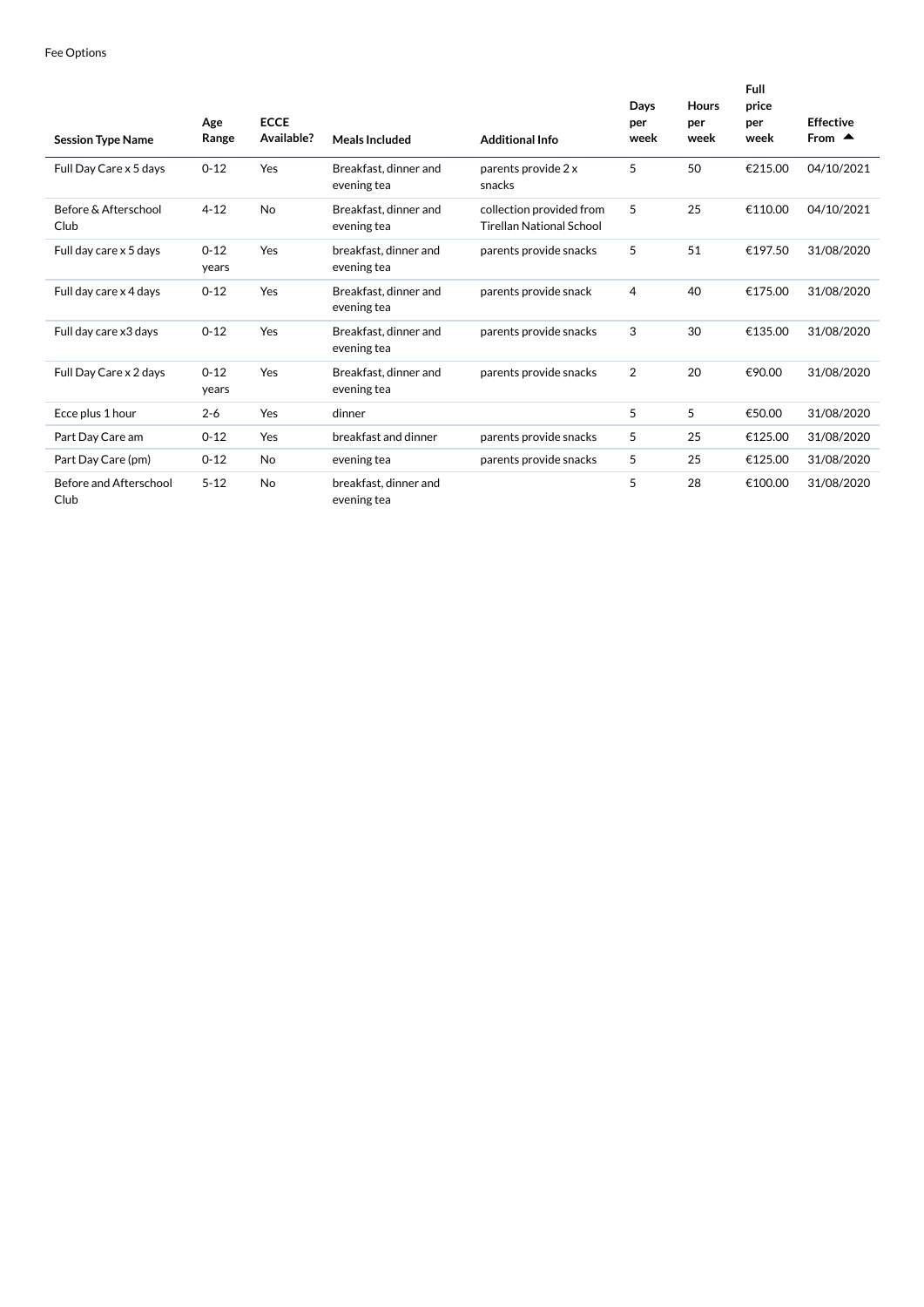Fee Options

| Session Type Name | Age Range | ECCE Available? | Meals Included | Additional Info | Days per week | Hours per week | Full price per week | Effective From ▲ |
|---|---|---|---|---|---|---|---|---|
| Full Day Care x 5 days | 0-12 | Yes | Breakfast, dinner and evening tea | parents provide 2 x snacks | 5 | 50 | €215.00 | 04/10/2021 |
| Before & Afterschool Club | 4-12 | No | Breakfast, dinner and evening tea | collection provided from Tirellan National School | 5 | 25 | €110.00 | 04/10/2021 |
| Full day care x 5 days | 0-12 years | Yes | breakfast, dinner and evening tea | parents provide snacks | 5 | 51 | €197.50 | 31/08/2020 |
| Full day care x 4 days | 0-12 | Yes | Breakfast, dinner and evening tea | parents provide snack | 4 | 40 | €175.00 | 31/08/2020 |
| Full day care x3 days | 0-12 | Yes | Breakfast, dinner and evening tea | parents provide snacks | 3 | 30 | €135.00 | 31/08/2020 |
| Full Day Care x 2 days | 0-12 years | Yes | Breakfast, dinner and evening tea | parents provide snacks | 2 | 20 | €90.00 | 31/08/2020 |
| Ecce plus 1 hour | 2-6 | Yes | dinner | | 5 | 5 | €50.00 | 31/08/2020 |
| Part Day Care am | 0-12 | Yes | breakfast and dinner | parents provide snacks | 5 | 25 | €125.00 | 31/08/2020 |
| Part Day Care (pm) | 0-12 | No | evening tea | parents provide snacks | 5 | 25 | €125.00 | 31/08/2020 |
| Before and Afterschool Club | 5-12 | No | breakfast, dinner and evening tea | | 5 | 28 | €100.00 | 31/08/2020 |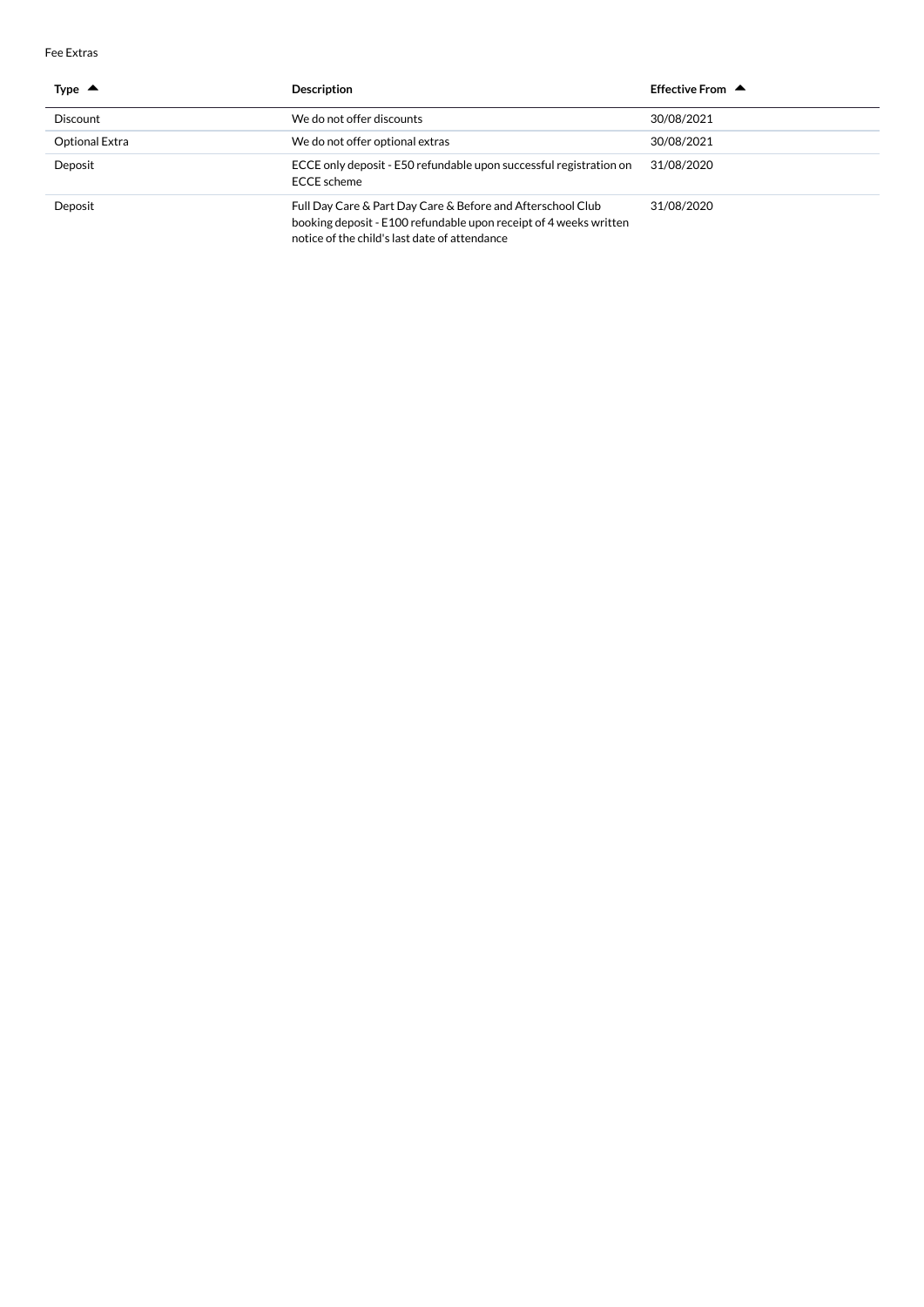Fee Extras

| Type ▲ | Description | Effective From ▲ |
|---|---|---|
| Discount | We do not offer discounts | 30/08/2021 |
| Optional Extra | We do not offer optional extras | 30/08/2021 |
| Deposit | ECCE only deposit - E50 refundable upon successful registration on ECCE scheme | 31/08/2020 |
| Deposit | Full Day Care & Part Day Care & Before and Afterschool Club booking deposit - E100 refundable upon receipt of 4 weeks written notice of the child's last date of attendance | 31/08/2020 |